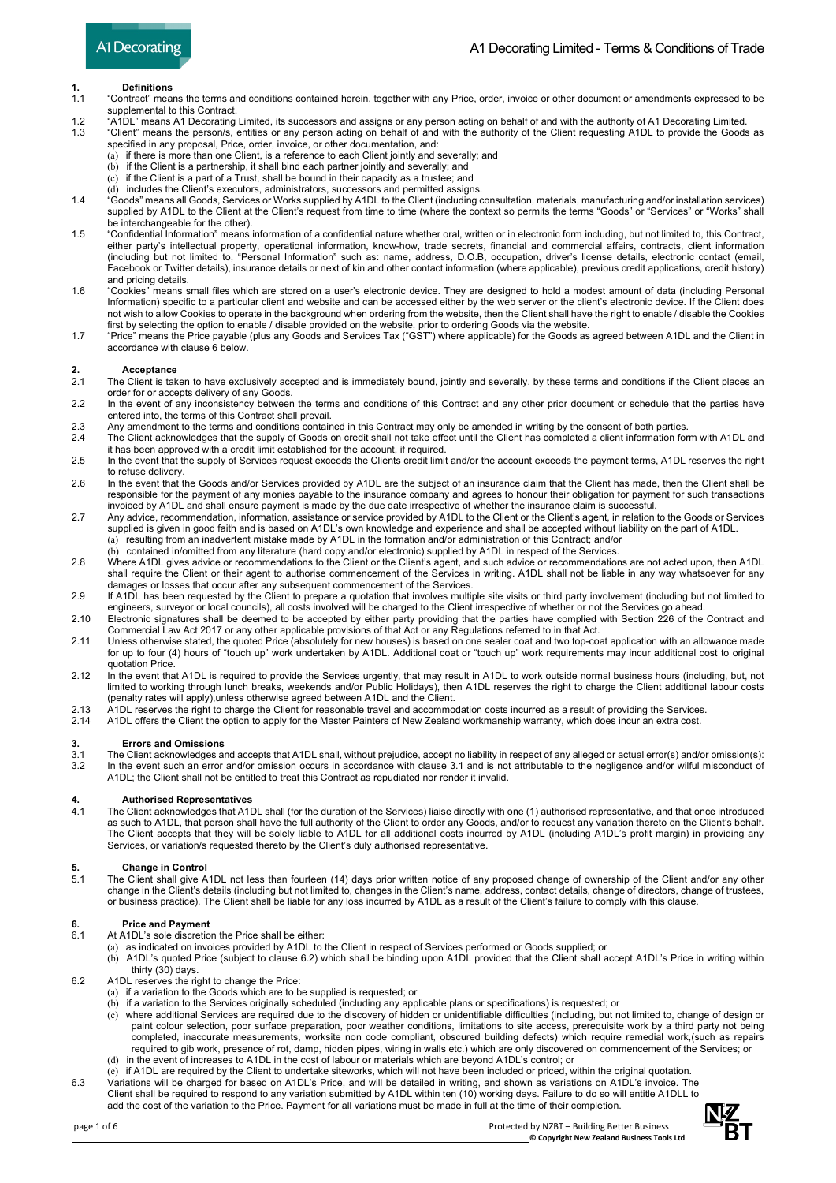# A1 Decorating Limited - Terms & Conditions of Trade

## 1. Definitions

1.1 "Contract" means the terms and conditions contained herein, together with any Price, order, invoice or other document or amendments expressed to be supplemental to this Contract.

1.2 "A1DL" means A1 Decorating Limited, its successors and assigns or any person acting on behalf of and with the authority of A1 Decorating Limited.

1.3 "Client" means the person/s, entities or any person acting on behalf of and with the authority of the Client requesting A1DL to provide the Goods as specified in any proposal, Price, order, invoice, or other documentation, and:
(a) if there is more than one Client, is a reference to each Client jointly and severally; and
(b) if the Client is a partnership, it shall bind each partner jointly and severally; and
(c) if the Client is a part of a Trust, shall be bound in their capacity as a trustee; and
(d) includes the Client's executors, administrators, successors and permitted assigns.

1.4 "Goods" means all Goods, Services or Works supplied by A1DL to the Client (including consultation, materials, manufacturing and/or installation services) supplied by A1DL to the Client at the Client's request from time to time (where the context so permits the terms "Goods" or "Services" or "Works" shall be interchangeable for the other).

1.5 "Confidential Information" means information of a confidential nature whether oral, written or in electronic form including, but not limited to, this Contract, either party's intellectual property, operational information, know-how, trade secrets, financial and commercial affairs, contracts, client information (including but not limited to, "Personal Information" such as: name, address, D.O.B, occupation, driver's license details, electronic contact (email, Facebook or Twitter details), insurance details or next of kin and other contact information (where applicable), previous credit applications, credit history) and pricing details.

1.6 "Cookies" means small files which are stored on a user's electronic device. They are designed to hold a modest amount of data (including Personal Information) specific to a particular client and website and can be accessed either by the web server or the client's electronic device. If the Client does not wish to allow Cookies to operate in the background when ordering from the website, then the Client shall have the right to enable / disable the Cookies first by selecting the option to enable / disable provided on the website, prior to ordering Goods via the website.

1.7 "Price" means the Price payable (plus any Goods and Services Tax ("GST") where applicable) for the Goods as agreed between A1DL and the Client in accordance with clause 6 below.

## 2. Acceptance

2.1 The Client is taken to have exclusively accepted and is immediately bound, jointly and severally, by these terms and conditions if the Client places an order for or accepts delivery of any Goods.

2.2 In the event of any inconsistency between the terms and conditions of this Contract and any other prior document or schedule that the parties have entered into, the terms of this Contract shall prevail.

2.3 Any amendment to the terms and conditions contained in this Contract may only be amended in writing by the consent of both parties.

2.4 The Client acknowledges that the supply of Goods on credit shall not take effect until the Client has completed a client information form with A1DL and it has been approved with a credit limit established for the account, if required.

2.5 In the event that the supply of Services request exceeds the Clients credit limit and/or the account exceeds the payment terms, A1DL reserves the right to refuse delivery.

2.6 In the event that the Goods and/or Services provided by A1DL are the subject of an insurance claim that the Client has made, then the Client shall be responsible for the payment of any monies payable to the insurance company and agrees to honour their obligation for payment for such transactions invoiced by A1DL and shall ensure payment is made by the due date irrespective of whether the insurance claim is successful.

2.7 Any advice, recommendation, information, assistance or service provided by A1DL to the Client or the Client's agent, in relation to the Goods or Services supplied is given in good faith and is based on A1DL's own knowledge and experience and shall be accepted without liability on the part of A1DL.
(a) resulting from an inadvertent mistake made by A1DL in the formation and/or administration of this Contract; and/or
(b) contained in/omitted from any literature (hard copy and/or electronic) supplied by A1DL in respect of the Services.

2.8 Where A1DL gives advice or recommendations to the Client or the Client's agent, and such advice or recommendations are not acted upon, then A1DL shall require the Client or their agent to authorise commencement of the Services in writing. A1DL shall not be liable in any way whatsoever for any damages or losses that occur after any subsequent commencement of the Services.

2.9 If A1DL has been requested by the Client to prepare a quotation that involves multiple site visits or third party involvement (including but not limited to engineers, surveyor or local councils), all costs involved will be charged to the Client irrespective of whether or not the Services go ahead.

2.10 Electronic signatures shall be deemed to be accepted by either party providing that the parties have complied with Section 226 of the Contract and Commercial Law Act 2017 or any other applicable provisions of that Act or any Regulations referred to in that Act.

2.11 Unless otherwise stated, the quoted Price (absolutely for new houses) is based on one sealer coat and two top-coat application with an allowance made for up to four (4) hours of "touch up" work undertaken by A1DL. Additional coat or "touch up" work requirements may incur additional cost to original quotation Price.

2.12 In the event that A1DL is required to provide the Services urgently, that may result in A1DL to work outside normal business hours (including, but, not limited to working through lunch breaks, weekends and/or Public Holidays), then A1DL reserves the right to charge the Client additional labour costs (penalty rates will apply),unless otherwise agreed between A1DL and the Client.

2.13 A1DL reserves the right to charge the Client for reasonable travel and accommodation costs incurred as a result of providing the Services.

2.14 A1DL offers the Client the option to apply for the Master Painters of New Zealand workmanship warranty, which does incur an extra cost.

## 3. Errors and Omissions

3.1 The Client acknowledges and accepts that A1DL shall, without prejudice, accept no liability in respect of any alleged or actual error(s) and/or omission(s):

3.2 In the event such an error and/or omission occurs in accordance with clause 3.1 and is not attributable to the negligence and/or wilful misconduct of A1DL; the Client shall not be entitled to treat this Contract as repudiated nor render it invalid.

## 4. Authorised Representatives

4.1 The Client acknowledges that A1DL shall (for the duration of the Services) liaise directly with one (1) authorised representative, and that once introduced as such to A1DL, that person shall have the full authority of the Client to order any Goods, and/or to request any variation thereto on the Client's behalf. The Client accepts that they will be solely liable to A1DL for all additional costs incurred by A1DL (including A1DL's profit margin) in providing any Services, or variation/s requested thereto by the Client's duly authorised representative.

## 5. Change in Control

5.1 The Client shall give A1DL not less than fourteen (14) days prior written notice of any proposed change of ownership of the Client and/or any other change in the Client's details (including but not limited to, changes in the Client's name, address, contact details, change of directors, change of trustees, or business practice). The Client shall be liable for any loss incurred by A1DL as a result of the Client's failure to comply with this clause.

## 6. Price and Payment

6.1 At A1DL's sole discretion the Price shall be either:
(a) as indicated on invoices provided by A1DL to the Client in respect of Services performed or Goods supplied; or
(b) A1DL's quoted Price (subject to clause 6.2) which shall be binding upon A1DL provided that the Client shall accept A1DL's Price in writing within thirty (30) days.

6.2 A1DL reserves the right to change the Price:
(a) if a variation to the Goods which are to be supplied is requested; or
(b) if a variation to the Services originally scheduled (including any applicable plans or specifications) is requested; or
(c) where additional Services are required due to the discovery of hidden or unidentifiable difficulties (including, but not limited to, change of design or paint colour selection, poor surface preparation, poor weather conditions, limitations to site access, prerequisite work by a third party not being completed, inaccurate measurements, worksite non code compliant, obscured building defects) which require remedial work,(such as repairs required to gib work, presence of rot, damp, hidden pipes, wiring in walls etc.) which are only discovered on commencement of the Services; or
(d) in the event of increases to A1DL in the cost of labour or materials which are beyond A1DL's control; or
(e) if A1DL are required by the Client to undertake siteworks, which will not have been included or priced, within the original quotation.

6.3 Variations will be charged for based on A1DL's Price, and will be detailed in writing, and shown as variations on A1DL's invoice. The Client shall be required to respond to any variation submitted by A1DL within ten (10) working days. Failure to do so will entitle A1DLL to add the cost of the variation to the Price. Payment for all variations must be made in full at the time of their completion.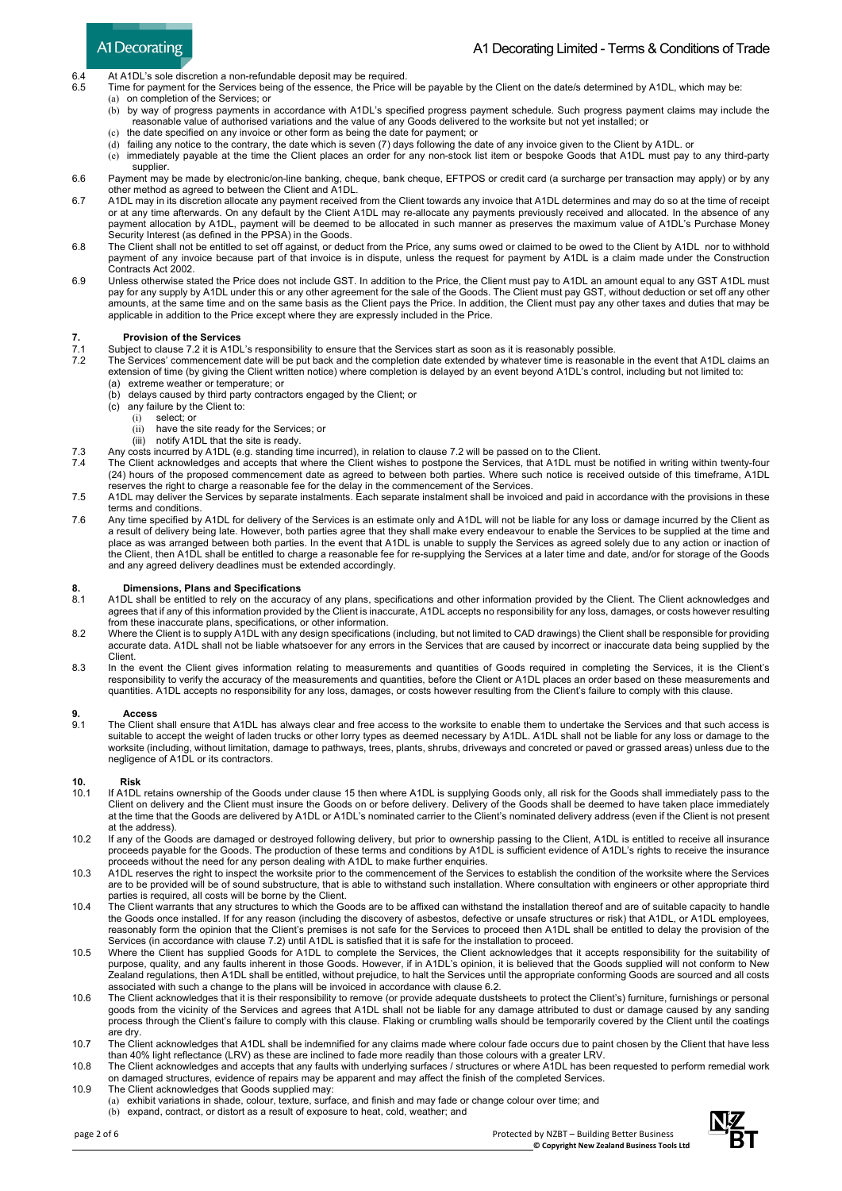6.4 At A1DL's sole discretion a non-refundable deposit may be required.

6.5 Time for payment for the Services being of the essence, the Price will be payable by the Client on the date/s determined by A1DL, which may be:
- (a) on completion of the Services; or
- (b) by way of progress payments in accordance with A1DL's specified progress payment schedule. Such progress payment claims may include the reasonable value of authorised variations and the value of any Goods delivered to the worksite but not yet installed; or
- (c) the date specified on any invoice or other form as being the date for payment; or
- (d) failing any notice to the contrary, the date which is seven (7) days following the date of any invoice given to the Client by A1DL. or
- (e) immediately payable at the time the Client places an order for any non-stock list item or bespoke Goods that A1DL must pay to any third-party supplier.

6.6 Payment may be made by electronic/on-line banking, cheque, bank cheque, EFTPOS or credit card (a surcharge per transaction may apply) or by any other method as agreed to between the Client and A1DL.

6.7 A1DL may in its discretion allocate any payment received from the Client towards any invoice that A1DL determines and may do so at the time of receipt or at any time afterwards. On any default by the Client A1DL may re-allocate any payments previously received and allocated. In the absence of any payment allocation by A1DL, payment will be deemed to be allocated in such manner as preserves the maximum value of A1DL's Purchase Money Security Interest (as defined in the PPSA) in the Goods.

6.8 The Client shall not be entitled to set off against, or deduct from the Price, any sums owed or claimed to be owed to the Client by A1DL nor to withhold payment of any invoice because part of that invoice is in dispute, unless the request for payment by A1DL is a claim made under the Construction Contracts Act 2002.

6.9 Unless otherwise stated the Price does not include GST. In addition to the Price, the Client must pay to A1DL an amount equal to any GST A1DL must pay for any supply by A1DL under this or any other agreement for the sale of the Goods. The Client must pay GST, without deduction or set off any other amounts, at the same time and on the same basis as the Client pays the Price. In addition, the Client must pay any other taxes and duties that may be applicable in addition to the Price except where they are expressly included in the Price.

## 7. Provision of the Services

7.1 Subject to clause 7.2 it is A1DL's responsibility to ensure that the Services start as soon as it is reasonably possible.

7.2 The Services' commencement date will be put back and the completion date extended by whatever time is reasonable in the event that A1DL claims an extension of time (by giving the Client written notice) where completion is delayed by an event beyond A1DL's control, including but not limited to:
- (a) extreme weather or temperature; or
- (b) delays caused by third party contractors engaged by the Client; or
- (c) any failure by the Client to:
  - (i) select; or
  - (ii) have the site ready for the Services; or
  - (iii) notify A1DL that the site is ready.

7.3 Any costs incurred by A1DL (e.g. standing time incurred), in relation to clause 7.2 will be passed on to the Client.

7.4 The Client acknowledges and accepts that where the Client wishes to postpone the Services, that A1DL must be notified in writing within twenty-four (24) hours of the proposed commencement date as agreed to between both parties. Where such notice is received outside of this timeframe, A1DL reserves the right to charge a reasonable fee for the delay in the commencement of the Services.

7.5 A1DL may deliver the Services by separate instalments. Each separate instalment shall be invoiced and paid in accordance with the provisions in these terms and conditions.

7.6 Any time specified by A1DL for delivery of the Services is an estimate only and A1DL will not be liable for any loss or damage incurred by the Client as a result of delivery being late. However, both parties agree that they shall make every endeavour to enable the Services to be supplied at the time and place as was arranged between both parties. In the event that A1DL is unable to supply the Services as agreed solely due to any action or inaction of the Client, then A1DL shall be entitled to charge a reasonable fee for re-supplying the Services at a later time and date, and/or for storage of the Goods and any agreed delivery deadlines must be extended accordingly.

## 8. Dimensions, Plans and Specifications

8.1 A1DL shall be entitled to rely on the accuracy of any plans, specifications and other information provided by the Client. The Client acknowledges and agrees that if any of this information provided by the Client is inaccurate, A1DL accepts no responsibility for any loss, damages, or costs however resulting from these inaccurate plans, specifications, or other information.

8.2 Where the Client is to supply A1DL with any design specifications (including, but not limited to CAD drawings) the Client shall be responsible for providing accurate data. A1DL shall not be liable whatsoever for any errors in the Services that are caused by incorrect or inaccurate data being supplied by the Client.

8.3 In the event the Client gives information relating to measurements and quantities of Goods required in completing the Services, it is the Client's responsibility to verify the accuracy of the measurements and quantities, before the Client or A1DL places an order based on these measurements and quantities. A1DL accepts no responsibility for any loss, damages, or costs however resulting from the Client's failure to comply with this clause.

## 9. Access

9.1 The Client shall ensure that A1DL has always clear and free access to the worksite to enable them to undertake the Services and that such access is suitable to accept the weight of laden trucks or other lorry types as deemed necessary by A1DL. A1DL shall not be liable for any loss or damage to the worksite (including, without limitation, damage to pathways, trees, plants, shrubs, driveways and concreted or paved or grassed areas) unless due to the negligence of A1DL or its contractors.

## 10. Risk

10.1 If A1DL retains ownership of the Goods under clause 15 then where A1DL is supplying Goods only, all risk for the Goods shall immediately pass to the Client on delivery and the Client must insure the Goods on or before delivery. Delivery of the Goods shall be deemed to have taken place immediately at the time that the Goods are delivered by A1DL or A1DL's nominated carrier to the Client's nominated delivery address (even if the Client is not present at the address).

10.2 If any of the Goods are damaged or destroyed following delivery, but prior to ownership passing to the Client, A1DL is entitled to receive all insurance proceeds payable for the Goods. The production of these terms and conditions by A1DL is sufficient evidence of A1DL's rights to receive the insurance proceeds without the need for any person dealing with A1DL to make further enquiries.

10.3 A1DL reserves the right to inspect the worksite prior to the commencement of the Services to establish the condition of the worksite where the Services are to be provided will be of sound substructure, that is able to withstand such installation. Where consultation with engineers or other appropriate third parties is required, all costs will be borne by the Client.

10.4 The Client warrants that any structures to which the Goods are to be affixed can withstand the installation thereof and are of suitable capacity to handle the Goods once installed. If for any reason (including the discovery of asbestos, defective or unsafe structures or risk) that A1DL, or A1DL employees, reasonably form the opinion that the Client's premises is not safe for the Services to proceed then A1DL shall be entitled to delay the provision of the Services (in accordance with clause 7.2) until A1DL is satisfied that it is safe for the installation to proceed.

10.5 Where the Client has supplied Goods for A1DL to complete the Services, the Client acknowledges that it accepts responsibility for the suitability of purpose, quality, and any faults inherent in those Goods. However, if in A1DL's opinion, it is believed that the Goods supplied will not conform to New Zealand regulations, then A1DL shall be entitled, without prejudice, to halt the Services until the appropriate conforming Goods are sourced and all costs associated with such a change to the plans will be invoiced in accordance with clause 6.2.

10.6 The Client acknowledges that it is their responsibility to remove (or provide adequate dustsheets to protect the Client's) furniture, furnishings or personal goods from the vicinity of the Services and agrees that A1DL shall not be liable for any damage attributed to dust or damage caused by any sanding process through the Client's failure to comply with this clause. Flaking or crumbling walls should be temporarily covered by the Client until the coatings are dry.

10.7 The Client acknowledges that A1DL shall be indemnified for any claims made where colour fade occurs due to paint chosen by the Client that have less than 40% light reflectance (LRV) as these are inclined to fade more readily than those colours with a greater LRV.

10.8 The Client acknowledges and accepts that any faults with underlying surfaces / structures or where A1DL has been requested to perform remedial work on damaged structures, evidence of repairs may be apparent and may affect the finish of the completed Services.

10.9 The Client acknowledges that Goods supplied may:
- (a) exhibit variations in shade, colour, texture, surface, and finish and may fade or change colour over time; and
- (b) expand, contract, or distort as a result of exposure to heat, cold, weather; and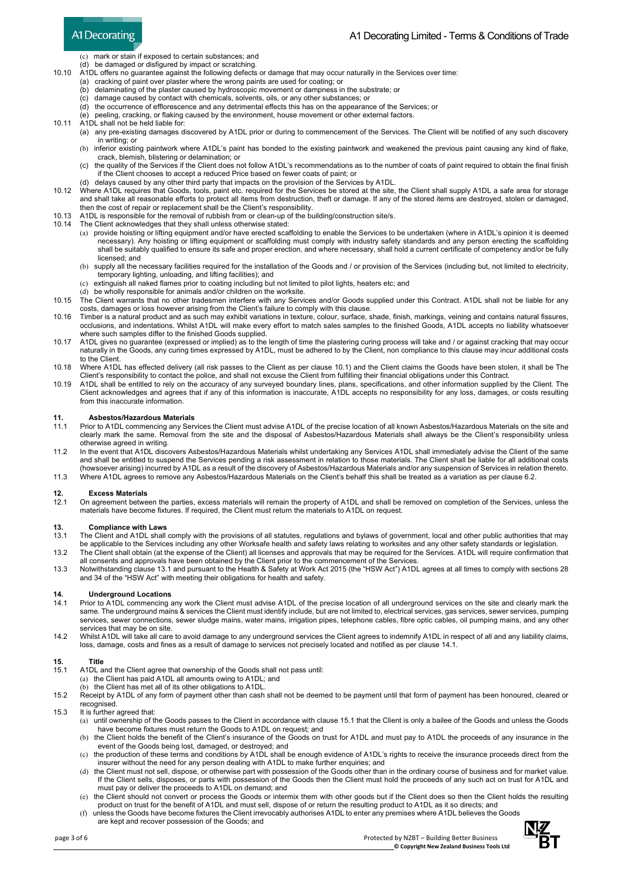(c) mark or stain if exposed to certain substances; and
(d) be damaged or disfigured by impact or scratching.

10.10 A1DL offers no guarantee against the following defects or damage that may occur naturally in the Services over time:
(a) cracking of paint over plaster where the wrong paints are used for coating; or
(b) delaminating of the plaster caused by hydroscopic movement or dampness in the substrate; or
(c) damage caused by contact with chemicals, solvents, oils, or any other substances; or
(d) the occurrence of efflorescence and any detrimental effects this has on the appearance of the Services; or
(e) peeling, cracking, or flaking caused by the environment, house movement or other external factors.

10.11 A1DL shall not be held liable for:
(a) any pre-existing damages discovered by A1DL prior or during to commencement of the Services. The Client will be notified of any such discovery in writing; or
(b) inferior existing paintwork where A1DL's paint has bonded to the existing paintwork and weakened the previous paint causing any kind of flake, crack, blemish, blistering or delamination; or
(c) the quality of the Services if the Client does not follow A1DL's recommendations as to the number of coats of paint required to obtain the final finish if the Client chooses to accept a reduced Price based on fewer coats of paint; or
(d) delays caused by any other third party that impacts on the provision of the Services by A1DL.

10.12 Where A1DL requires that Goods, tools, paint etc. required for the Services be stored at the site, the Client shall supply A1DL a safe area for storage and shall take all reasonable efforts to protect all items from destruction, theft or damage. If any of the stored items are destroyed, stolen or damaged, then the cost of repair or replacement shall be the Client's responsibility.

10.13 A1DL is responsible for the removal of rubbish from or clean-up of the building/construction site/s.

10.14 The Client acknowledges that they shall unless otherwise stated:
(a) provide hoisting or lifting equipment and/or have erected scaffolding to enable the Services to be undertaken (where in A1DL's opinion it is deemed necessary). Any hoisting or lifting equipment or scaffolding must comply with industry safety standards and any person erecting the scaffolding shall be suitably qualified to ensure its safe and proper erection, and where necessary, shall hold a current certificate of competency and/or be fully licensed; and
(b) supply all the necessary facilities required for the installation of the Goods and / or provision of the Services (including but, not limited to electricity, temporary lighting, unloading, and lifting facilities); and
(c) extinguish all naked flames prior to coating including but not limited to pilot lights, heaters etc; and
(d) be wholly responsible for animals and/or children on the worksite.

10.15 The Client warrants that no other tradesmen interfere with any Services and/or Goods supplied under this Contract. A1DL shall not be liable for any costs, damages or loss however arising from the Client's failure to comply with this clause.

10.16 Timber is a natural product and as such may exhibit variations in texture, colour, surface, shade, finish, markings, veining and contains natural fissures, occlusions, and indentations. Whilst A1DL will make every effort to match sales samples to the finished Goods, A1DL accepts no liability whatsoever where such samples differ to the finished Goods supplied.

10.17 A1DL gives no guarantee (expressed or implied) as to the length of time the plastering curing process will take and / or against cracking that may occur naturally in the Goods, any curing times expressed by A1DL, must be adhered to by the Client, non compliance to this clause may incur additional costs to the Client.

10.18 Where A1DL has effected delivery (all risk passes to the Client as per clause 10.1) and the Client claims the Goods have been stolen, it shall be The Client's responsibility to contact the police, and shall not excuse the Client from fulfilling their financial obligations under this Contract.

10.19 A1DL shall be entitled to rely on the accuracy of any surveyed boundary lines, plans, specifications, and other information supplied by the Client. The Client acknowledges and agrees that if any of this information is inaccurate, A1DL accepts no responsibility for any loss, damages, or costs resulting from this inaccurate information.

## 11. Asbestos/Hazardous Materials

11.1 Prior to A1DL commencing any Services the Client must advise A1DL of the precise location of all known Asbestos/Hazardous Materials on the site and clearly mark the same. Removal from the site and the disposal of Asbestos/Hazardous Materials shall always be the Client's responsibility unless otherwise agreed in writing.

11.2 In the event that A1DL discovers Asbestos/Hazardous Materials whilst undertaking any Services A1DL shall immediately advise the Client of the same and shall be entitled to suspend the Services pending a risk assessment in relation to those materials. The Client shall be liable for all additional costs (howsoever arising) incurred by A1DL as a result of the discovery of Asbestos/Hazardous Materials and/or any suspension of Services in relation thereto.

11.3 Where A1DL agrees to remove any Asbestos/Hazardous Materials on the Client's behalf this shall be treated as a variation as per clause 6.2.

## 12. Excess Materials

12.1 On agreement between the parties, excess materials will remain the property of A1DL and shall be removed on completion of the Services, unless the materials have become fixtures. If required, the Client must return the materials to A1DL on request.

## 13. Compliance with Laws

13.1 The Client and A1DL shall comply with the provisions of all statutes, regulations and bylaws of government, local and other public authorities that may be applicable to the Services including any other Worksafe health and safety laws relating to worksites and any other safety standards or legislation.

13.2 The Client shall obtain (at the expense of the Client) all licenses and approvals that may be required for the Services. A1DL will require confirmation that all consents and approvals have been obtained by the Client prior to the commencement of the Services.

13.3 Notwithstanding clause 13.1 and pursuant to the Health & Safety at Work Act 2015 (the "HSW Act") A1DL agrees at all times to comply with sections 28 and 34 of the "HSW Act" with meeting their obligations for health and safety.

## 14. Underground Locations

14.1 Prior to A1DL commencing any work the Client must advise A1DL of the precise location of all underground services on the site and clearly mark the same. The underground mains & services the Client must identify include, but are not limited to, electrical services, gas services, sewer services, pumping services, sewer connections, sewer sludge mains, water mains, irrigation pipes, telephone cables, fibre optic cables, oil pumping mains, and any other services that may be on site.

14.2 Whilst A1DL will take all care to avoid damage to any underground services the Client agrees to indemnify A1DL in respect of all and any liability claims, loss, damage, costs and fines as a result of damage to services not precisely located and notified as per clause 14.1.

## 15. Title

15.1 A1DL and the Client agree that ownership of the Goods shall not pass until:
(a) the Client has paid A1DL all amounts owing to A1DL; and
(b) the Client has met all of its other obligations to A1DL.

15.2 Receipt by A1DL of any form of payment other than cash shall not be deemed to be payment until that form of payment has been honoured, cleared or recognised.

15.3 It is further agreed that:
(a) until ownership of the Goods passes to the Client in accordance with clause 15.1 that the Client is only a bailee of the Goods and unless the Goods have become fixtures must return the Goods to A1DL on request; and
(b) the Client holds the benefit of the Client's insurance of the Goods on trust for A1DL and must pay to A1DL the proceeds of any insurance in the event of the Goods being lost, damaged, or destroyed; and
(c) the production of these terms and conditions by A1DL shall be enough evidence of A1DL's rights to receive the insurance proceeds direct from the insurer without the need for any person dealing with A1DL to make further enquiries; and
(d) the Client must not sell, dispose, or otherwise part with possession of the Goods other than in the ordinary course of business and for market value. If the Client sells, disposes, or parts with possession of the Goods then the Client must hold the proceeds of any such act on trust for A1DL and must pay or deliver the proceeds to A1DL on demand; and
(e) the Client should not convert or process the Goods or intermix them with other goods but if the Client does so then the Client holds the resulting product on trust for the benefit of A1DL and must sell, dispose of or return the resulting product to A1DL as it so directs; and
(f) unless the Goods have become fixtures the Client irrevocably authorises A1DL to enter any premises where A1DL believes the Goods are kept and recover possession of the Goods; and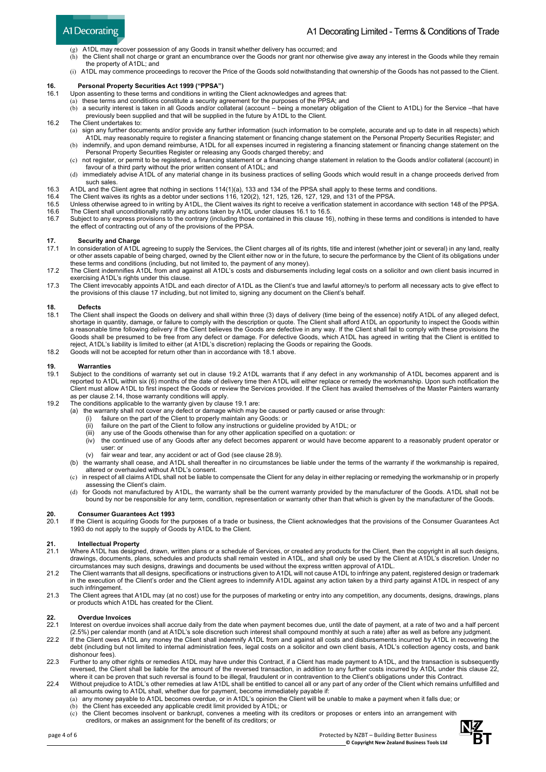(g) A1DL may recover possession of any Goods in transit whether delivery has occurred; and
(h) the Client shall not charge or grant an encumbrance over the Goods nor grant nor otherwise give away any interest in the Goods while they remain the property of A1DL; and
(i) A1DL may commence proceedings to recover the Price of the Goods sold notwithstanding that ownership of the Goods has not passed to the Client.

## 16. Personal Property Securities Act 1999 ("PPSA")

16.1 Upon assenting to these terms and conditions in writing the Client acknowledges and agrees that:
(a) these terms and conditions constitute a security agreement for the purposes of the PPSA; and
(b) a security interest is taken in all Goods and/or collateral (account – being a monetary obligation of the Client to A1DL) for the Service –that have previously been supplied and that will be supplied in the future by A1DL to the Client.

16.2 The Client undertakes to:
(a) sign any further documents and/or provide any further information (such information to be complete, accurate and up to date in all respects) which A1DL may reasonably require to register a financing statement or financing change statement on the Personal Property Securities Register; and
(b) indemnify, and upon demand reimburse, A1DL for all expenses incurred in registering a financing statement or financing change statement on the Personal Property Securities Register or releasing any Goods charged thereby; and
(c) not register, or permit to be registered, a financing statement or a financing change statement in relation to the Goods and/or collateral (account) in favour of a third party without the prior written consent of A1DL; and
(d) immediately advise A1DL of any material change in its business practices of selling Goods which would result in a change proceeds derived from such sales.

16.3 A1DL and the Client agree that nothing in sections 114(1)(a), 133 and 134 of the PPSA shall apply to these terms and conditions.

16.4 The Client waives its rights as a debtor under sections 116, 120(2), 121, 125, 126, 127, 129, and 131 of the PPSA.

16.5 Unless otherwise agreed to in writing by A1DL, the Client waives its right to receive a verification statement in accordance with section 148 of the PPSA.

16.6 The Client shall unconditionally ratify any actions taken by A1DL under clauses 16.1 to 16.5.

16.7 Subject to any express provisions to the contrary (including those contained in this clause 16), nothing in these terms and conditions is intended to have the effect of contracting out of any of the provisions of the PPSA.

## 17. Security and Charge

17.1 In consideration of A1DL agreeing to supply the Services, the Client charges all of its rights, title and interest (whether joint or several) in any land, realty or other assets capable of being charged, owned by the Client either now or in the future, to secure the performance by the Client of its obligations under these terms and conditions (including, but not limited to, the payment of any money).

17.2 The Client indemnifies A1DL from and against all A1DL's costs and disbursements including legal costs on a solicitor and own client basis incurred in exercising A1DL's rights under this clause.

17.3 The Client irrevocably appoints A1DL and each director of A1DL as the Client's true and lawful attorney/s to perform all necessary acts to give effect to the provisions of this clause 17 including, but not limited to, signing any document on the Client's behalf.

## 18. Defects

18.1 The Client shall inspect the Goods on delivery and shall within three (3) days of delivery (time being of the essence) notify A1DL of any alleged defect, shortage in quantity, damage, or failure to comply with the description or quote. The Client shall afford A1DL an opportunity to inspect the Goods within a reasonable time following delivery if the Client believes the Goods are defective in any way. If the Client shall fail to comply with these provisions the Goods shall be presumed to be free from any defect or damage. For defective Goods, which A1DL has agreed in writing that the Client is entitled to reject, A1DL's liability is limited to either (at A1DL's discretion) replacing the Goods or repairing the Goods.

18.2 Goods will not be accepted for return other than in accordance with 18.1 above.

## 19. Warranties

19.1 Subject to the conditions of warranty set out in clause 19.2 A1DL warrants that if any defect in any workmanship of A1DL becomes apparent and is reported to A1DL within six (6) months of the date of delivery time then A1DL will either replace or remedy the workmanship. Upon such notification the Client must allow A1DL to first inspect the Goods or review the Services provided. If the Client has availed themselves of the Master Painters warranty as per clause 2.14, those warranty conditions will apply.

19.2 The conditions applicable to the warranty given by clause 19.1 are:
(a) the warranty shall not cover any defect or damage which may be caused or partly caused or arise through:
  (i) failure on the part of the Client to properly maintain any Goods: or
  (ii) failure on the part of the Client to follow any instructions or guideline provided by A1DL; or
  (iii) any use of the Goods otherwise than for any other application specified on a quotation: or
  (iv) the continued use of any Goods after any defect becomes apparent or would have become apparent to a reasonably prudent operator or user: or
  (v) fair wear and tear, any accident or act of God (see clause 28.9).
(b) the warranty shall cease, and A1DL shall thereafter in no circumstances be liable under the terms of the warranty if the workmanship is repaired, altered or overhauled without A1DL's consent.
(c) in respect of all claims A1DL shall not be liable to compensate the Client for any delay in either replacing or remedying the workmanship or in properly assessing the Client's claim.
(d) for Goods not manufactured by A1DL, the warranty shall be the current warranty provided by the manufacturer of the Goods. A1DL shall not be bound by nor be responsible for any term, condition, representation or warranty other than that which is given by the manufacturer of the Goods.

## 20. Consumer Guarantees Act 1993

20.1 If the Client is acquiring Goods for the purposes of a trade or business, the Client acknowledges that the provisions of the Consumer Guarantees Act 1993 do not apply to the supply of Goods by A1DL to the Client.

## 21. Intellectual Property

21.1 Where A1DL has designed, drawn, written plans or a schedule of Services, or created any products for the Client, then the copyright in all such designs, drawings, documents, plans, schedules and products shall remain vested in A1DL, and shall only be used by the Client at A1DL's discretion. Under no circumstances may such designs, drawings and documents be used without the express written approval of A1DL.

21.2 The Client warrants that all designs, specifications or instructions given to A1DL will not cause A1DL to infringe any patent, registered design or trademark in the execution of the Client's order and the Client agrees to indemnify A1DL against any action taken by a third party against A1DL in respect of any such infringement.

21.3 The Client agrees that A1DL may (at no cost) use for the purposes of marketing or entry into any competition, any documents, designs, drawings, plans or products which A1DL has created for the Client.

## 22. Overdue Invoices

22.1 Interest on overdue invoices shall accrue daily from the date when payment becomes due, until the date of payment, at a rate of two and a half percent (2.5%) per calendar month (and at A1DL's sole discretion such interest shall compound monthly at such a rate) after as well as before any judgment.

22.2 If the Client owes A1DL any money the Client shall indemnify A1DL from and against all costs and disbursements incurred by A1DL in recovering the debt (including but not limited to internal administration fees, legal costs on a solicitor and own client basis, A1DL's collection agency costs, and bank dishonour fees).

22.3 Further to any other rights or remedies A1DL may have under this Contract, if a Client has made payment to A1DL, and the transaction is subsequently reversed, the Client shall be liable for the amount of the reversed transaction, in addition to any further costs incurred by A1DL under this clause 22, where it can be proven that such reversal is found to be illegal, fraudulent or in contravention to the Client's obligations under this Contract.

22.4 Without prejudice to A1DL's other remedies at law A1DL shall be entitled to cancel all or any part of any order of the Client which remains unfulfilled and all amounts owing to A1DL shall, whether due for payment, become immediately payable if:
(a) any money payable to A1DL becomes overdue, or in A1DL's opinion the Client will be unable to make a payment when it falls due; or
(b) the Client has exceeded any applicable credit limit provided by A1DL; or
(c) the Client becomes insolvent or bankrupt, convenes a meeting with its creditors or proposes or enters into an arrangement with creditors, or makes an assignment for the benefit of its creditors; or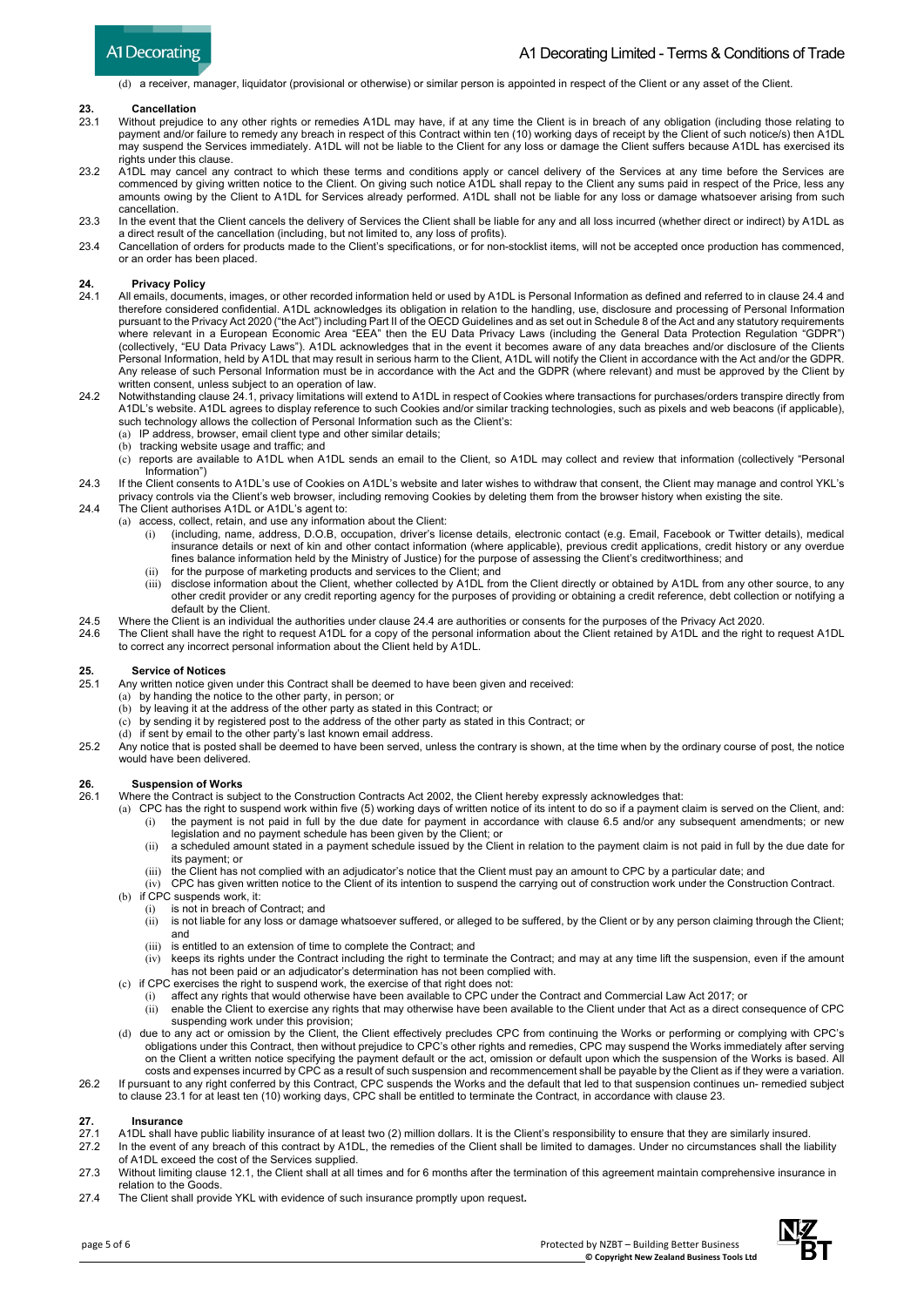(d) a receiver, manager, liquidator (provisional or otherwise) or similar person is appointed in respect of the Client or any asset of the Client.

## 23. Cancellation

23.1 Without prejudice to any other rights or remedies A1DL may have, if at any time the Client is in breach of any obligation (including those relating to payment and/or failure to remedy any breach in respect of this Contract within ten (10) working days of receipt by the Client of such notice/s) then A1DL may suspend the Services immediately. A1DL will not be liable to the Client for any loss or damage the Client suffers because A1DL has exercised its rights under this clause.

23.2 A1DL may cancel any contract to which these terms and conditions apply or cancel delivery of the Services at any time before the Services are commenced by giving written notice to the Client. On giving such notice A1DL shall repay to the Client any sums paid in respect of the Price, less any amounts owing by the Client to A1DL for Services already performed. A1DL shall not be liable for any loss or damage whatsoever arising from such cancellation.

23.3 In the event that the Client cancels the delivery of Services the Client shall be liable for any and all loss incurred (whether direct or indirect) by A1DL as a direct result of the cancellation (including, but not limited to, any loss of profits).

23.4 Cancellation of orders for products made to the Client's specifications, or for non-stocklist items, will not be accepted once production has commenced, or an order has been placed.

## 24. Privacy Policy

24.1 All emails, documents, images, or other recorded information held or used by A1DL is Personal Information as defined and referred to in clause 24.4 and therefore considered confidential. A1DL acknowledges its obligation in relation to the handling, use, disclosure and processing of Personal Information pursuant to the Privacy Act 2020 ("the Act") including Part II of the OECD Guidelines and as set out in Schedule 8 of the Act and any statutory requirements where relevant in a European Economic Area "EEA" then the EU Data Privacy Laws (including the General Data Protection Regulation "GDPR") (collectively, "EU Data Privacy Laws"). A1DL acknowledges that in the event it becomes aware of any data breaches and/or disclosure of the Clients Personal Information, held by A1DL that may result in serious harm to the Client, A1DL will notify the Client in accordance with the Act and/or the GDPR. Any release of such Personal Information must be in accordance with the Act and the GDPR (where relevant) and must be approved by the Client by written consent, unless subject to an operation of law.

24.2 Notwithstanding clause 24.1, privacy limitations will extend to A1DL in respect of Cookies where transactions for purchases/orders transpire directly from A1DL's website. A1DL agrees to display reference to such Cookies and/or similar tracking technologies, such as pixels and web beacons (if applicable), such technology allows the collection of Personal Information such as the Client's:

(a) IP address, browser, email client type and other similar details;
(b) tracking website usage and traffic; and
(c) reports are available to A1DL when A1DL sends an email to the Client, so A1DL may collect and review that information (collectively "Personal Information")

24.3 If the Client consents to A1DL's use of Cookies on A1DL's website and later wishes to withdraw that consent, the Client may manage and control YKL's privacy controls via the Client's web browser, including removing Cookies by deleting them from the browser history when existing the site.

24.4 The Client authorises A1DL or A1DL's agent to:

(a) access, collect, retain, and use any information about the Client:
   (i) (including, name, address, D.O.B, occupation, driver's license details, electronic contact (e.g. Email, Facebook or Twitter details), medical insurance details or next of kin and other contact information (where applicable), previous credit applications, credit history or any overdue fines balance information held by the Ministry of Justice) for the purpose of assessing the Client's creditworthiness; and
   (ii) for the purpose of marketing products and services to the Client; and
   (iii) disclose information about the Client, whether collected by A1DL from the Client directly or obtained by A1DL from any other source, to any other credit provider or any credit reporting agency for the purposes of providing or obtaining a credit reference, debt collection or notifying a default by the Client.

24.5 Where the Client is an individual the authorities under clause 24.4 are authorities or consents for the purposes of the Privacy Act 2020.

24.6 The Client shall have the right to request A1DL for a copy of the personal information about the Client retained by A1DL and the right to request A1DL to correct any incorrect personal information about the Client held by A1DL.

## 25. Service of Notices

25.1 Any written notice given under this Contract shall be deemed to have been given and received:

(a) by handing the notice to the other party, in person; or
(b) by leaving it at the address of the other party as stated in this Contract; or
(c) by sending it by registered post to the address of the other party as stated in this Contract; or
(d) if sent by email to the other party's last known email address.

25.2 Any notice that is posted shall be deemed to have been served, unless the contrary is shown, at the time when by the ordinary course of post, the notice would have been delivered.

## 26. Suspension of Works

26.1 Where the Contract is subject to the Construction Contracts Act 2002, the Client hereby expressly acknowledges that:

(a) CPC has the right to suspend work within five (5) working days of written notice of its intent to do so if a payment claim is served on the Client, and:
   (i) the payment is not paid in full by the due date for payment in accordance with clause 6.5 and/or any subsequent amendments; or new legislation and no payment schedule has been given by the Client; or
   (ii) a scheduled amount stated in a payment schedule issued by the Client in relation to the payment claim is not paid in full by the due date for its payment; or
   (iii) the Client has not complied with an adjudicator's notice that the Client must pay an amount to CPC by a particular date; and
   (iv) CPC has given written notice to the Client of its intention to suspend the carrying out of construction work under the Construction Contract.
(b) if CPC suspends work, it:
   (i) is not in breach of Contract; and
   (ii) is not liable for any loss or damage whatsoever suffered, or alleged to be suffered, by the Client or by any person claiming through the Client; and
   (iii) is entitled to an extension of time to complete the Contract; and
   (iv) keeps its rights under the Contract including the right to terminate the Contract; and may at any time lift the suspension, even if the amount has not been paid or an adjudicator's determination has not been complied with.
(c) if CPC exercises the right to suspend work, the exercise of that right does not:
   (i) affect any rights that would otherwise have been available to CPC under the Contract and Commercial Law Act 2017; or
   (ii) enable the Client to exercise any rights that may otherwise have been available to the Client under that Act as a direct consequence of CPC suspending work under this provision;
(d) due to any act or omission by the Client, the Client effectively precludes CPC from continuing the Works or performing or complying with CPC's obligations under this Contract, then without prejudice to CPC's other rights and remedies, CPC may suspend the Works immediately after serving on the Client a written notice specifying the payment default or the act, omission or default upon which the suspension of the Works is based. All costs and expenses incurred by CPC as a result of such suspension and recommencement shall be payable by the Client as if they were a variation.

26.2 If pursuant to any right conferred by this Contract, CPC suspends the Works and the default that led to that suspension continues un- remedied subject to clause 23.1 for at least ten (10) working days, CPC shall be entitled to terminate the Contract, in accordance with clause 23.

## 27. Insurance

27.1 A1DL shall have public liability insurance of at least two (2) million dollars. It is the Client's responsibility to ensure that they are similarly insured.

27.2 In the event of any breach of this contract by A1DL, the remedies of the Client shall be limited to damages. Under no circumstances shall the liability of A1DL exceed the cost of the Services supplied.

27.3 Without limiting clause 12.1, the Client shall at all times and for 6 months after the termination of this agreement maintain comprehensive insurance in relation to the Goods.

27.4 The Client shall provide YKL with evidence of such insurance promptly upon request.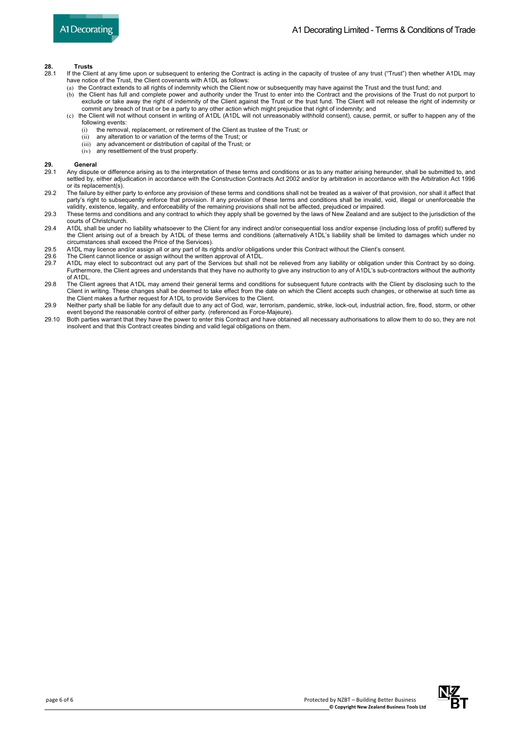## 28. Trusts

28.1 If the Client at any time upon or subsequent to entering the Contract is acting in the capacity of trustee of any trust ("Trust") then whether A1DL may have notice of the Trust, the Client covenants with A1DL as follows:

(a) the Contract extends to all rights of indemnity which the Client now or subsequently may have against the Trust and the trust fund; and

(b) the Client has full and complete power and authority under the Trust to enter into the Contract and the provisions of the Trust do not purport to exclude or take away the right of indemnity of the Client against the Trust or the trust fund. The Client will not release the right of indemnity or commit any breach of trust or be a party to any other action which might prejudice that right of indemnity; and

(c) the Client will not without consent in writing of A1DL (A1DL will not unreasonably withhold consent), cause, permit, or suffer to happen any of the following events:

(i) the removal, replacement, or retirement of the Client as trustee of the Trust; or

(ii) any alteration to or variation of the terms of the Trust; or

(iii) any advancement or distribution of capital of the Trust; or

(iv) any resettlement of the trust property.

## 29. General

29.1 Any dispute or difference arising as to the interpretation of these terms and conditions or as to any matter arising hereunder, shall be submitted to, and settled by, either adjudication in accordance with the Construction Contracts Act 2002 and/or by arbitration in accordance with the Arbitration Act 1996 or its replacement(s).

29.2 The failure by either party to enforce any provision of these terms and conditions shall not be treated as a waiver of that provision, nor shall it affect that party's right to subsequently enforce that provision. If any provision of these terms and conditions shall be invalid, void, illegal or unenforceable the validity, existence, legality, and enforceability of the remaining provisions shall not be affected, prejudiced or impaired.

29.3 These terms and conditions and any contract to which they apply shall be governed by the laws of New Zealand and are subject to the jurisdiction of the courts of Christchurch.

29.4 A1DL shall be under no liability whatsoever to the Client for any indirect and/or consequential loss and/or expense (including loss of profit) suffered by the Client arising out of a breach by A1DL of these terms and conditions (alternatively A1DL's liability shall be limited to damages which under no circumstances shall exceed the Price of the Services).

29.5 A1DL may licence and/or assign all or any part of its rights and/or obligations under this Contract without the Client's consent.

29.6 The Client cannot licence or assign without the written approval of A1DL.

29.7 A1DL may elect to subcontract out any part of the Services but shall not be relieved from any liability or obligation under this Contract by so doing. Furthermore, the Client agrees and understands that they have no authority to give any instruction to any of A1DL's sub-contractors without the authority of A1DL.

29.8 The Client agrees that A1DL may amend their general terms and conditions for subsequent future contracts with the Client by disclosing such to the Client in writing. These changes shall be deemed to take effect from the date on which the Client accepts such changes, or otherwise at such time as the Client makes a further request for A1DL to provide Services to the Client.

29.9 Neither party shall be liable for any default due to any act of God, war, terrorism, pandemic, strike, lock-out, industrial action, fire, flood, storm, or other event beyond the reasonable control of either party. (referenced as Force-Majeure).

29.10 Both parties warrant that they have the power to enter this Contract and have obtained all necessary authorisations to allow them to do so, they are not insolvent and that this Contract creates binding and valid legal obligations on them.